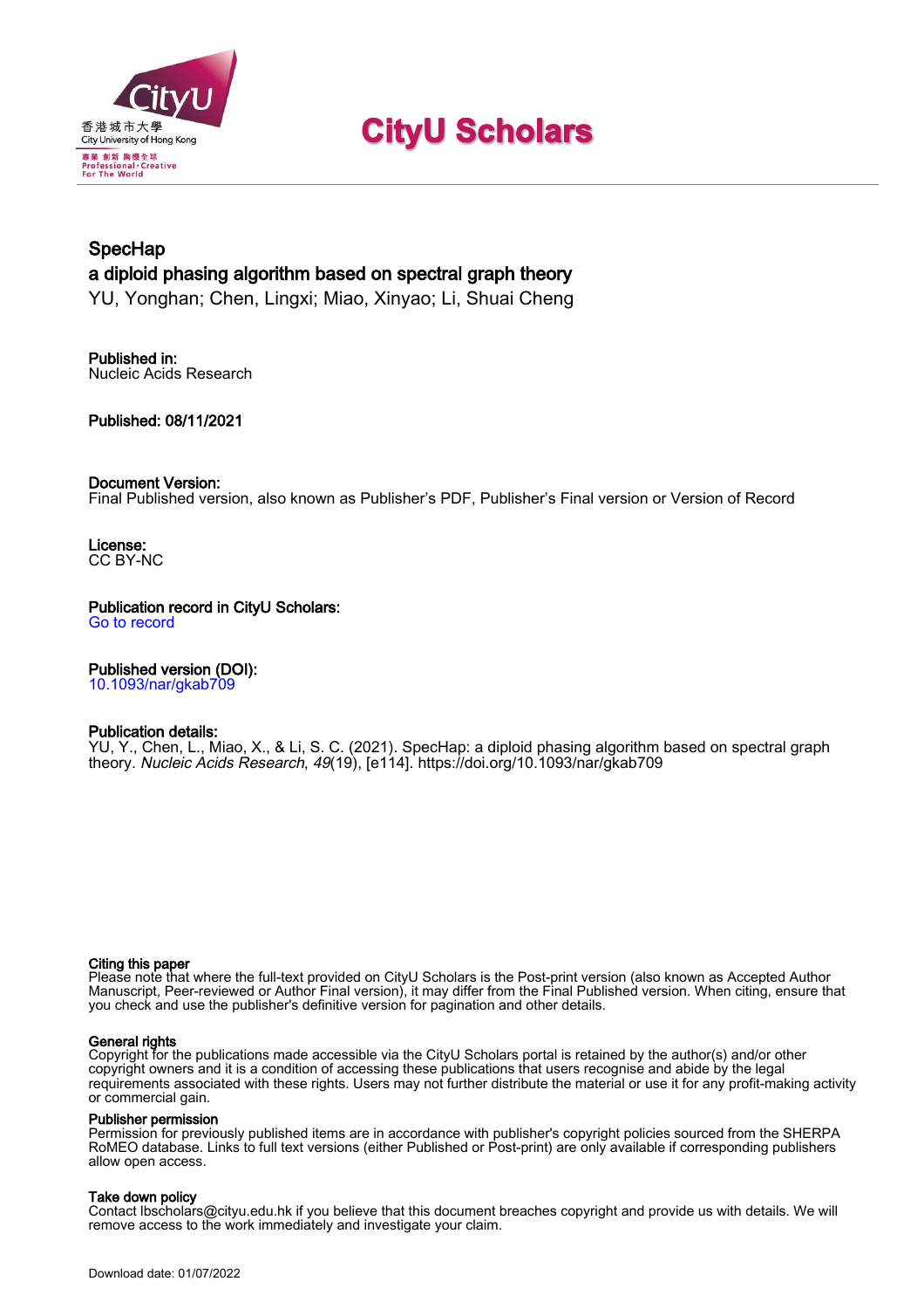# CityU Scholars

## SpecHap
## a diploid phasing algorithm based on spectral graph theory

YU, Yonghan; Chen, Lingxi; Miao, Xinyao; Li, Shuai Cheng

**Published in:**
Nucleic Acids Research

**Published: 08/11/2021**

**Document Version:**
Final Published version, also known as Publisher's PDF, Publisher's Final version or Version of Record

**License:**
CC BY-NC

**Publication record in CityU Scholars:**
Go to record

**Published version (DOI):**
10.1093/nar/gkab709

**Publication details:**
YU, Y., Chen, L., Miao, X., & Li, S. C. (2021). SpecHap: a diploid phasing algorithm based on spectral graph theory. *Nucleic Acids Research*, *49*(19), [e114]. https://doi.org/10.1093/nar/gkab709

**Citing this paper**
Please note that where the full-text provided on CityU Scholars is the Post-print version (also known as Accepted Author Manuscript, Peer-reviewed or Author Final version), it may differ from the Final Published version. When citing, ensure that you check and use the publisher's definitive version for pagination and other details.

**General rights**
Copyright for the publications made accessible via the CityU Scholars portal is retained by the author(s) and/or other copyright owners and it is a condition of accessing these publications that users recognise and abide by the legal requirements associated with these rights. Users may not further distribute the material or use it for any profit-making activity or commercial gain.

**Publisher permission**
Permission for previously published items are in accordance with publisher's copyright policies sourced from the SHERPA RoMEO database. Links to full text versions (either Published or Post-print) are only available if corresponding publishers allow open access.

**Take down policy**
Contact lbscholars@cityu.edu.hk if you believe that this document breaches copyright and provide us with details. We will remove access to the work immediately and investigate your claim.

Download date: 01/07/2022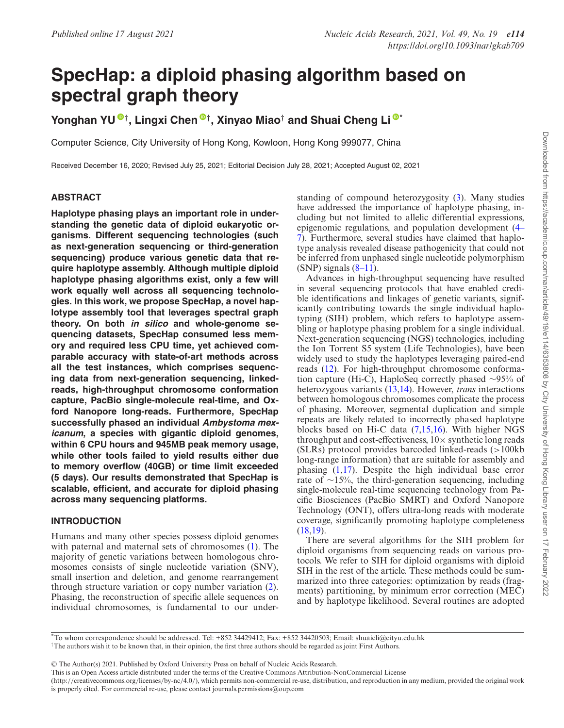# SpecHap: a diploid phasing algorithm based on spectral graph theory

**Yonghan YU[†], Lingxi Chen[†], Xinyao Miao[†] and Shuai Cheng Li[*]**

Computer Science, City University of Hong Kong, Kowloon, Hong Kong 999077, China

Received December 16, 2020; Revised July 25, 2021; Editorial Decision July 28, 2021; Accepted August 02, 2021

## ABSTRACT

**Haplotype phasing plays an important role in understanding the genetic data of diploid eukaryotic organisms. Different sequencing technologies (such as next-generation sequencing or third-generation sequencing) produce various genetic data that require haplotype assembly. Although multiple diploid haplotype phasing algorithms exist, only a few will work equally well across all sequencing technologies. In this work, we propose SpecHap, a novel haplotype assembly tool that leverages spectral graph theory. On both *in silico* and whole-genome sequencing datasets, SpecHap consumed less memory and required less CPU time, yet achieved comparable accuracy with state-of-art methods across all the test instances, which comprises sequencing data from next-generation sequencing, linked-reads, high-throughput chromosome conformation capture, PacBio single-molecule real-time, and Oxford Nanopore long-reads. Furthermore, SpecHap successfully phased an individual *Ambystoma mexicanum*, a species with gigantic diploid genomes, within 6 CPU hours and 945MB peak memory usage, while other tools failed to yield results either due to memory overflow (40GB) or time limit exceeded (5 days). Our results demonstrated that SpecHap is scalable, efficient, and accurate for diploid phasing across many sequencing platforms.**

## INTRODUCTION

Humans and many other species possess diploid genomes with paternal and maternal sets of chromosomes (1). The majority of genetic variations between homologous chromosomes consists of single nucleotide variation (SNV), small insertion and deletion, and genome rearrangement through structure variation or copy number variation (2). Phasing, the reconstruction of specific allele sequences on individual chromosomes, is fundamental to our understanding of compound heterozygosity (3). Many studies have addressed the importance of haplotype phasing, including but not limited to allelic differential expressions, epigenomic regulations, and population development (4–7). Furthermore, several studies have claimed that haplotype analysis revealed disease pathogenicity that could not be inferred from unphased single nucleotide polymorphism (SNP) signals (8–11).

Advances in high-throughput sequencing have resulted in several sequencing protocols that have enabled credible identifications and linkages of genetic variants, significantly contributing towards the single individual haplotyping (SIH) problem, which refers to haplotype assembling or haplotype phasing problem for a single individual. Next-generation sequencing (NGS) technologies, including the Ion Torrent S5 system (Life Technologies), have been widely used to study the haplotypes leveraging paired-end reads (12). For high-throughput chromosome conformation capture (Hi-C), HaploSeq correctly phased ∼95% of heterozygous variants (13,14). However, *trans* interactions between homologous chromosomes complicate the process of phasing. Moreover, segmental duplication and simple repeats are likely related to incorrectly phased haplotype blocks based on Hi-C data (7,15,16). With higher NGS throughput and cost-effectiveness, 10× synthetic long reads (SLRs) protocol provides barcoded linked-reads (>100kb long-range information) that are suitable for assembly and phasing (1,17). Despite the high individual base error rate of ∼15%, the third-generation sequencing, including single-molecule real-time sequencing technology from Pacific Biosciences (PacBio SMRT) and Oxford Nanopore Technology (ONT), offers ultra-long reads with moderate coverage, significantly promoting haplotype completeness (18,19).

There are several algorithms for the SIH problem for diploid organisms from sequencing reads on various protocols. We refer to SIH for diploid organisms with diploid SIH in the rest of the article. These methods could be summarized into three categories: optimization by reads (fragments) partitioning, by minimum error correction (MEC) and by haplotype likelihood. Several routines are adopted

---

[*]To whom correspondence should be addressed. Tel: +852 34429412; Fax: +852 34420503; Email: shuaicli@cityu.edu.hk

[†]The authors wish it to be known that, in their opinion, the first three authors should be regarded as joint First Authors.

© The Author(s) 2021. Published by Oxford University Press on behalf of Nucleic Acids Research.

This is an Open Access article distributed under the terms of the Creative Commons Attribution-NonCommercial License (http://creativecommons.org/licenses/by-nc/4.0/), which permits non-commercial re-use, distribution, and reproduction in any medium, provided the original work is properly cited. For commercial re-use, please contact journals.permissions@oup.com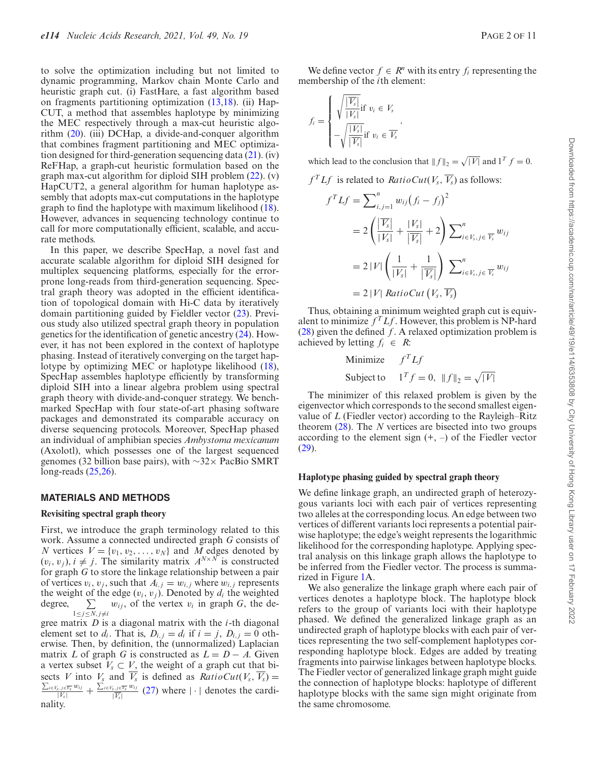to solve the optimization including but not limited to dynamic programming, Markov chain Monte Carlo and heuristic graph cut. (i) FastHare, a fast algorithm based on fragments partitioning optimization (13,18). (ii) HapCUT, a method that assembles haplotype by minimizing the MEC respectively through a max-cut heuristic algorithm (20). (iii) DCHap, a divide-and-conquer algorithm that combines fragment partitioning and MEC optimization designed for third-generation sequencing data (21). (iv) ReFHap, a graph-cut heuristic formulation based on the graph max-cut algorithm for diploid SIH problem (22). (v) HapCUT2, a general algorithm for human haplotype assembly that adopts max-cut computations in the haplotype graph to find the haplotype with maximum likelihood (18). However, advances in sequencing technology continue to call for more computationally efficient, scalable, and accurate methods.

In this paper, we describe SpecHap, a novel fast and accurate scalable algorithm for diploid SIH designed for multiplex sequencing platforms, especially for the error-prone long-reads from third-generation sequencing. Spectral graph theory was adopted in the efficient identification of topological domain with Hi-C data by iteratively domain partitioning guided by Fiedler vector (23). Previous study also utilized spectral graph theory in population genetics for the identification of genetic ancestry (24). However, it has not been explored in the context of haplotype phasing. Instead of iteratively converging on the target haplotype by optimizing MEC or haplotype likelihood (18), SpecHap assembles haplotype efficiently by transforming diploid SIH into a linear algebra problem using spectral graph theory with divide-and-conquer strategy. We benchmarked SpecHap with four state-of-art phasing software packages and demonstrated its comparable accuracy on diverse sequencing protocols. Moreover, SpecHap phased an individual of amphibian species *Ambystoma mexicanum* (Axolotl), which possesses one of the largest sequenced genomes (32 billion base pairs), with ∼32× PacBio SMRT long-reads (25,26).

## MATERIALS AND METHODS

### Revisiting spectral graph theory

First, we introduce the graph terminology related to this work. Assume a connected undirected graph $G$ consists of $N$ vertices $V = \{v_1, v_2, \ldots, v_N\}$ and $M$ edges denoted by $(v_i, v_j), i \neq j$. The similarity matrix $A^{N\times N}$ is constructed for graph $G$ to store the linkage relationship between a pair of vertices $v_i, v_j$, such that $A_{i,j} = w_{i,j}$ where $w_{i,j}$ represents the weight of the edge $(v_i, v_j)$. Denoted by $d_i$ the weighted degree, $\sum_{1\leq j\leq N, j\neq i} w_{ij}$, of the vertex $v_i$ in graph $G$, the degree matrix $D$ is a diagonal matrix with the $i$-th diagonal element set to $d_i$. That is, $D_{i,j} = d_i$ if $i = j$, $D_{i,j} = 0$ otherwise. Then, by definition, the (unnormalized) Laplacian matrix $L$ of graph $G$ is constructed as $L = D - A$. Given a vertex subset $V_s \subset V$, the weight of a graph cut that bisects $V$ into $V_s$ and $\overline{V_s}$ is defined as $RatioCut(V_s, \overline{V_s}) = \frac{\sum_{i\in V_s, j\in \overline{V_s}} w_{ij}}{|V_s|} + \frac{\sum_{i\in V_s, j\in \overline{V_s}} w_{ij}}{|\overline{V_s}|}$ (27) where $|\cdot|$ denotes the cardinality.

We define vector $f \in R^n$ with its entry $f_i$ representing the membership of the $i$th element:

$$f_i = \begin{cases} \sqrt{\frac{|\overline{V_s}|}{|V_s|}} \text{if } v_i \in V_s \\ -\sqrt{\frac{|V_s|}{|\overline{V_s}|}} \text{if } v_i \in \overline{V_s} \end{cases},$$

which lead to the conclusion that $\|f\|_2 = \sqrt{|V|}$ and $1^T f = 0$.

$f^T L f$ is related to $RatioCut(V_s, \overline{V_s})$ as follows:

$$\begin{aligned} f^T L f &= \sum\nolimits_{i,j=1}^{n} w_{ij}\left(f_i - f_j\right)^2 \\ &= 2\left(\frac{|\overline{V_s}|}{|V_s|} + \frac{|V_s|}{|\overline{V_s}|} + 2\right)\sum\nolimits_{i\in V_s, j\in \overline{V_s}}^{n} w_{ij} \\ &= 2|V|\left(\frac{1}{|V_s|} + \frac{1}{|\overline{V_s}|}\right)\sum\nolimits_{i\in V_s, j\in \overline{V_s}}^{n} w_{ij} \\ &= 2|V|\ RatioCut\left(V_s, \overline{V_s}\right) \end{aligned}$$

Thus, obtaining a minimum weighted graph cut is equivalent to minimize $f^T L f$. However, this problem is NP-hard (28) given the defined $f$. A relaxed optimization problem is achieved by letting $f_i \in R$:

$$\begin{aligned} &\text{Minimize} \quad f^T L f \\ &\text{Subject to} \quad 1^T f = 0,\ \|f\|_2 = \sqrt{|V|} \end{aligned}$$

The minimizer of this relaxed problem is given by the eigenvector which corresponds to the second smallest eigenvalue of $L$ (Fiedler vector) according to the Rayleigh–Ritz theorem (28). The $N$ vertices are bisected into two groups according to the element sign (+, –) of the Fiedler vector (29).

### Haplotype phasing guided by spectral graph theory

We define linkage graph, an undirected graph of heterozygous variants loci with each pair of vertices representing two alleles at the corresponding locus. An edge between two vertices of different variants loci represents a potential pairwise haplotype; the edge's weight represents the logarithmic likelihood for the corresponding haplotype. Applying spectral analysis on this linkage graph allows the haplotype to be inferred from the Fiedler vector. The process is summarized in Figure 1A.

We also generalize the linkage graph where each pair of vertices denotes a haplotype block. The haplotype block refers to the group of variants loci with their haplotype phased. We defined the generalized linkage graph as an undirected graph of haplotype blocks with each pair of vertices representing the two self-complement haplotypes corresponding haplotype block. Edges are added by treating fragments into pairwise linkages between haplotype blocks. The Fiedler vector of generalized linkage graph might guide the connection of haplotype blocks: haplotype of different haplotype blocks with the same sign might originate from the same chromosome.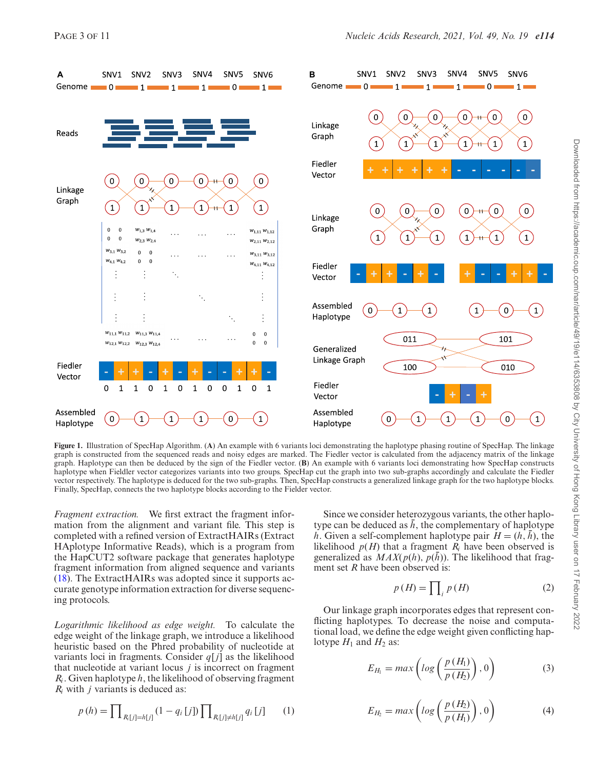**Figure 1.** Illustration of SpecHap Algorithm. (**A**) An example with 6 variants loci demonstrating the haplotype phasing routine of SpecHap. The linkage graph is constructed from the sequenced reads and noisy edges are marked. The Fiedler vector is calculated from the adjacency matrix of the linkage graph. Haplotype can then be deduced by the sign of the Fiedler vector. (**B**) An example with 6 variants loci demonstrating how SpecHap constructs haplotype when Feiddler vector categorizes variants into two groups. SpecHap cut the graph into two sub-graphs accordingly and calculate the Fiedler vector respectively. The haplotype is deduced for the two sub-graphs. Then, SpecHap constructs a generalized linkage graph for the two haplotype blocks. Finally, SpecHap, connects the two haplotype blocks according to the Fiedler vector.

*Fragment extraction.* We first extract the fragment information from the alignment and variant file. This step is completed with a refined version of ExtractHAIRs (Extract HAplotype Informative Reads), which is a program from the HapCUT2 software package that generates haplotype fragment information from aligned sequence and variants (18). The ExtractHAIRs was adopted since it supports accurate genotype information extraction for diverse sequencing protocols.

*Logarithmic likelihood as edge weight.* To calculate the edge weight of the linkage graph, we introduce a likelihood heuristic based on the Phred probability of nucleotide at variants loci in fragments. Consider $q[j]$ as the likelihood that nucleotide at variant locus $j$ is incorrect on fragment $R_i$. Given haplotype $h$, the likelihood of observing fragment $R_i$ with $j$ variants is deduced as:

$$p(h) = \prod_{R_i[j]=h[j]} (1 - q_i[j]) \prod_{R_i[j]\neq h[j]} q_i[j] \quad (1)$$

Since we consider heterozygous variants, the other haplotype can be deduced as $\bar{h}$, the complementary of haplotype $h$. Given a self-complement haplotype pair $H = (h, \bar{h})$, the likelihood $p(H)$ that a fragment $R_i$ have been observed is generalized as $MAX(p(h), p(\bar{h}))$. The likelihood that fragment set $R$ have been observed is:

$$p(H) = \prod_i p(H) \quad (2)$$

Our linkage graph incorporates edges that represent conflicting haplotypes. To decrease the noise and computational load, we define the edge weight given conflicting haplotype $H_1$ and $H_2$ as:

$$E_{H_1} = max\left(log\left(\frac{p(H_1)}{p(H_2)}\right), 0\right) \quad (3)$$

$$E_{H_2} = max\left(log\left(\frac{p(H_2)}{p(H_1)}\right), 0\right) \quad (4)$$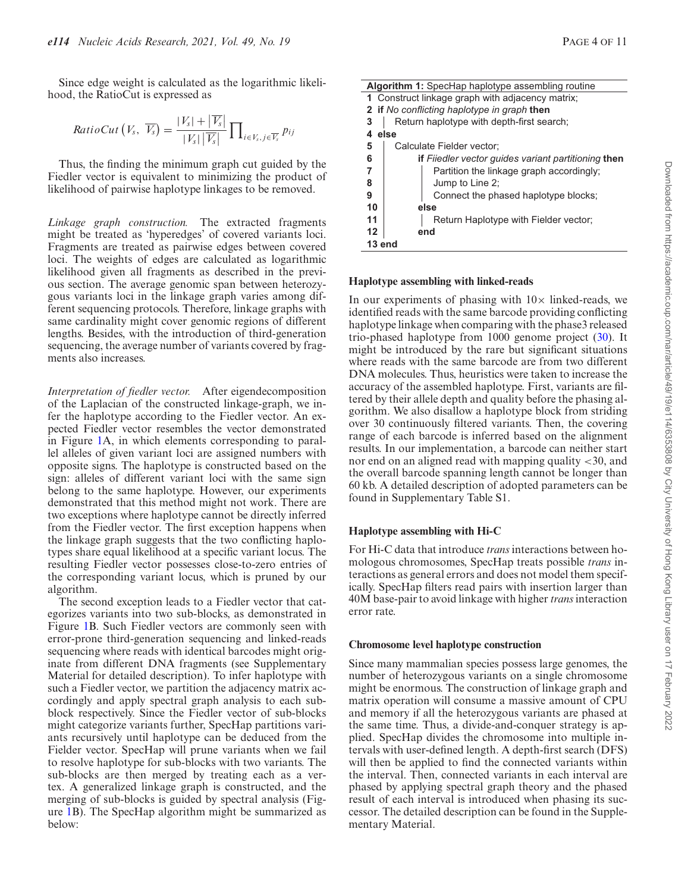Since edge weight is calculated as the logarithmic likelihood, the RatioCut is expressed as

$$RatioCut\left(V_s,\ \overline{V_s}\right) = \frac{|V_s| + \left|\overline{V_s}\right|}{|V_s|\left|\overline{V_s}\right|}\prod_{i\in V_s, j\in\overline{V_s}} p_{ij}$$

Thus, the finding the minimum graph cut guided by the Fiedler vector is equivalent to minimizing the product of likelihood of pairwise haplotype linkages to be removed.

*Linkage graph construction.* The extracted fragments might be treated as 'hyperedges' of covered variants loci. Fragments are treated as pairwise edges between covered loci. The weights of edges are calculated as logarithmic likelihood given all fragments as described in the previous section. The average genomic span between heterozygous variants loci in the linkage graph varies among different sequencing protocols. Therefore, linkage graphs with same cardinality might cover genomic regions of different lengths. Besides, with the introduction of third-generation sequencing, the average number of variants covered by fragments also increases.

*Interpretation of fiedler vector.* After eigendecomposition of the Laplacian of the constructed linkage-graph, we infer the haplotype according to the Fiedler vector. An expected Fiedler vector resembles the vector demonstrated in Figure 1A, in which elements corresponding to parallel alleles of given variant loci are assigned numbers with opposite signs. The haplotype is constructed based on the sign: alleles of different variant loci with the same sign belong to the same haplotype. However, our experiments demonstrated that this method might not work. There are two exceptions where haplotype cannot be directly inferred from the Fiedler vector. The first exception happens when the linkage graph suggests that the two conflicting haplotypes share equal likelihood at a specific variant locus. The resulting Fiedler vector possesses close-to-zero entries of the corresponding variant locus, which is pruned by our algorithm.

The second exception leads to a Fiedler vector that categorizes variants into two sub-blocks, as demonstrated in Figure 1B. Such Fiedler vectors are commonly seen with error-prone third-generation sequencing and linked-reads sequencing where reads with identical barcodes might originate from different DNA fragments (see Supplementary Material for detailed description). To infer haplotype with such a Fiedler vector, we partition the adjacency matrix accordingly and apply spectral graph analysis to each sub-block respectively. Since the Fiedler vector of sub-blocks might categorize variants further, SpecHap partitions variants recursively until haplotype can be deduced from the Fielder vector. SpecHap will prune variants when we fail to resolve haplotype for sub-blocks with two variants. The sub-blocks are then merged by treating each as a vertex. A generalized linkage graph is constructed, and the merging of sub-blocks is guided by spectral analysis (Figure 1B). The SpecHap algorithm might be summarized as below:

**Algorithm 1:** SpecHap haplotype assembling routine

```
1  Construct linkage graph with adjacency matrix;
2  if No conflicting haplotype in graph then
3  |  Return haplotype with depth-first search;
4  else
5  |  Calculate Fielder vector;
6  |  if Fiiedler vector guides variant partitioning then
7  |  |  Partition the linkage graph accordingly;
8  |  |  Jump to Line 2;
9  |  |  Connect the phased haplotype blocks;
10 |  else
11 |  |  Return Haplotype with Fielder vector;
12 |  end
13 end
```

### Haplotype assembling with linked-reads

In our experiments of phasing with 10× linked-reads, we identified reads with the same barcode providing conflicting haplotype linkage when comparing with the phase3 released trio-phased haplotype from 1000 genome project (30). It might be introduced by the rare but significant situations where reads with the same barcode are from two different DNA molecules. Thus, heuristics were taken to increase the accuracy of the assembled haplotype. First, variants are filtered by their allele depth and quality before the phasing algorithm. We also disallow a haplotype block from striding over 30 continuously filtered variants. Then, the covering range of each barcode is inferred based on the alignment results. In our implementation, a barcode can neither start nor end on an aligned read with mapping quality <30, and the overall barcode spanning length cannot be longer than 60 kb. A detailed description of adopted parameters can be found in Supplementary Table S1.

### Haplotype assembling with Hi-C

For Hi-C data that introduce *trans* interactions between homologous chromosomes, SpecHap treats possible *trans* interactions as general errors and does not model them specifically. SpecHap filters read pairs with insertion larger than 40M base-pair to avoid linkage with higher *trans* interaction error rate.

### Chromosome level haplotype construction

Since many mammalian species possess large genomes, the number of heterozygous variants on a single chromosome might be enormous. The construction of linkage graph and matrix operation will consume a massive amount of CPU and memory if all the heterozygous variants are phased at the same time. Thus, a divide-and-conquer strategy is applied. SpecHap divides the chromosome into multiple intervals with user-defined length. A depth-first search (DFS) will then be applied to find the connected variants within the interval. Then, connected variants in each interval are phased by applying spectral graph theory and the phased result of each interval is introduced when phasing its successor. The detailed description can be found in the Supplementary Material.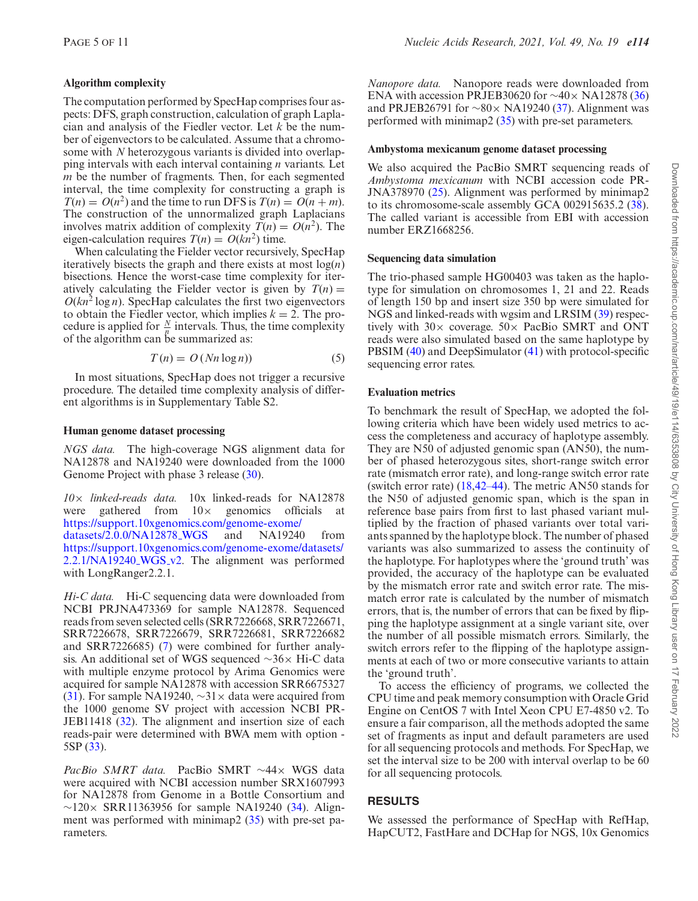### Algorithm complexity

The computation performed by SpecHap comprises four aspects: DFS, graph construction, calculation of graph Laplacian and analysis of the Fiedler vector. Let $k$ be the number of eigenvectors to be calculated. Assume that a chromosome with $N$ heterozygous variants is divided into overlapping intervals with each interval containing $n$ variants. Let $m$ be the number of fragments. Then, for each segmented interval, the time complexity for constructing a graph is $T(n) = O(n^2)$ and the time to run DFS is $T(n) = O(n + m)$. The construction of the unnormalized graph Laplacians involves matrix addition of complexity $T(n) = O(n^2)$. The eigen-calculation requires $T(n) = O(kn^2)$ time.

When calculating the Fiedler vector recursively, SpecHap iteratively bisects the graph and there exists at most $\log(n)$ bisections. Hence the worst-case time complexity for iteratively calculating the Fiedler vector is given by $T(n) = O(kn^2 \log n)$. SpecHap calculates the first two eigenvectors to obtain the Fiedler vector, which implies $k = 2$. The procedure is applied for $\frac{N}{n}$ intervals. Thus, the time complexity of the algorithm can be summarized as:

$$T(n) = O(Nn \log n)) \quad (5)$$

In most situations, SpecHap does not trigger a recursive procedure. The detailed time complexity analysis of different algorithms is in Supplementary Table S2.

### Human genome dataset processing

*NGS data.* The high-coverage NGS alignment data for NA12878 and NA19240 were downloaded from the 1000 Genome Project with phase 3 release (30).

*10× linked-reads data.* 10x linked-reads for NA12878 were gathered from 10× genomics officials at https://support.10xgenomics.com/genome-exome/datasets/2.0.0/NA12878_WGS and NA19240 from https://support.10xgenomics.com/genome-exome/datasets/2.2.1/NA19240_WGS_v2. The alignment was performed with LongRanger2.2.1.

*Hi-C data.* Hi-C sequencing data were downloaded from NCBI PRJNA473369 for sample NA12878. Sequenced reads from seven selected cells (SRR7226668, SRR7226671, SRR7226678, SRR7226679, SRR7226681, SRR7226682 and SRR7226685) (7) were combined for further analysis. An additional set of WGS sequenced ∼36× Hi-C data with multiple enzyme protocol by Arima Genomics were acquired for sample NA12878 with accession SRR6675327 (31). For sample NA19240, ∼31× data were acquired from the 1000 genome SV project with accession NCBI PRJEB11418 (32). The alignment and insertion size of each reads-pair were determined with BWA mem with option -5SP (33).

*PacBio SMRT data.* PacBio SMRT ∼44× WGS data were acquired with NCBI accession number SRX1607993 for NA12878 from Genome in a Bottle Consortium and ∼120× SRR11363956 for sample NA19240 (34). Alignment was performed with minimap2 (35) with pre-set parameters.

*Nanopore data.* Nanopore reads were downloaded from ENA with accession PRJEB30620 for ∼40× NA12878 (36) and PRJEB26791 for ∼80× NA19240 (37). Alignment was performed with minimap2 (35) with pre-set parameters.

### Ambystoma mexicanum genome dataset processing

We also acquired the PacBio SMRT sequencing reads of *Ambystoma mexicanum* with NCBI accession code PRJNA378970 (25). Alignment was performed by minimap2 to its chromosome-scale assembly GCA 002915635.2 (38). The called variant is accessible from EBI with accession number ERZ1668256.

### Sequencing data simulation

The trio-phased sample HG00403 was taken as the haplotype for simulation on chromosomes 1, 21 and 22. Reads of length 150 bp and insert size 350 bp were simulated for NGS and linked-reads with wgsim and LRSIM (39) respectively with 30× coverage. 50× PacBio SMRT and ONT reads were also simulated based on the same haplotype by PBSIM (40) and DeepSimulator (41) with protocol-specific sequencing error rates.

### Evaluation metrics

To benchmark the result of SpecHap, we adopted the following criteria which have been widely used metrics to access the completeness and accuracy of haplotype assembly. They are N50 of adjusted genomic span (AN50), the number of phased heterozygous sites, short-range switch error rate (mismatch error rate), and long-range switch error rate (switch error rate) (18,42–44). The metric AN50 stands for the N50 of adjusted genomic span, which is the span in reference base pairs from first to last phased variant multiplied by the fraction of phased variants over total variants spanned by the haplotype block. The number of phased variants was also summarized to assess the continuity of the haplotype. For haplotypes where the 'ground truth' was provided, the accuracy of the haplotype can be evaluated by the mismatch error rate and switch error rate. The mismatch error rate is calculated by the number of mismatch errors, that is, the number of errors that can be fixed by flipping the haplotype assignment at a single variant site, over the number of all possible mismatch errors. Similarly, the switch errors refer to the flipping of the haplotype assignments at each of two or more consecutive variants to attain the 'ground truth'.

To access the efficiency of programs, we collected the CPU time and peak memory consumption with Oracle Grid Engine on CentOS 7 with Intel Xeon CPU E7-4850 v2. To ensure a fair comparison, all the methods adopted the same set of fragments as input and default parameters are used for all sequencing protocols and methods. For SpecHap, we set the interval size to be 200 with interval overlap to be 60 for all sequencing protocols.

## RESULTS

We assessed the performance of SpecHap with RefHap, HapCUT2, FastHare and DCHap for NGS, 10x Genomics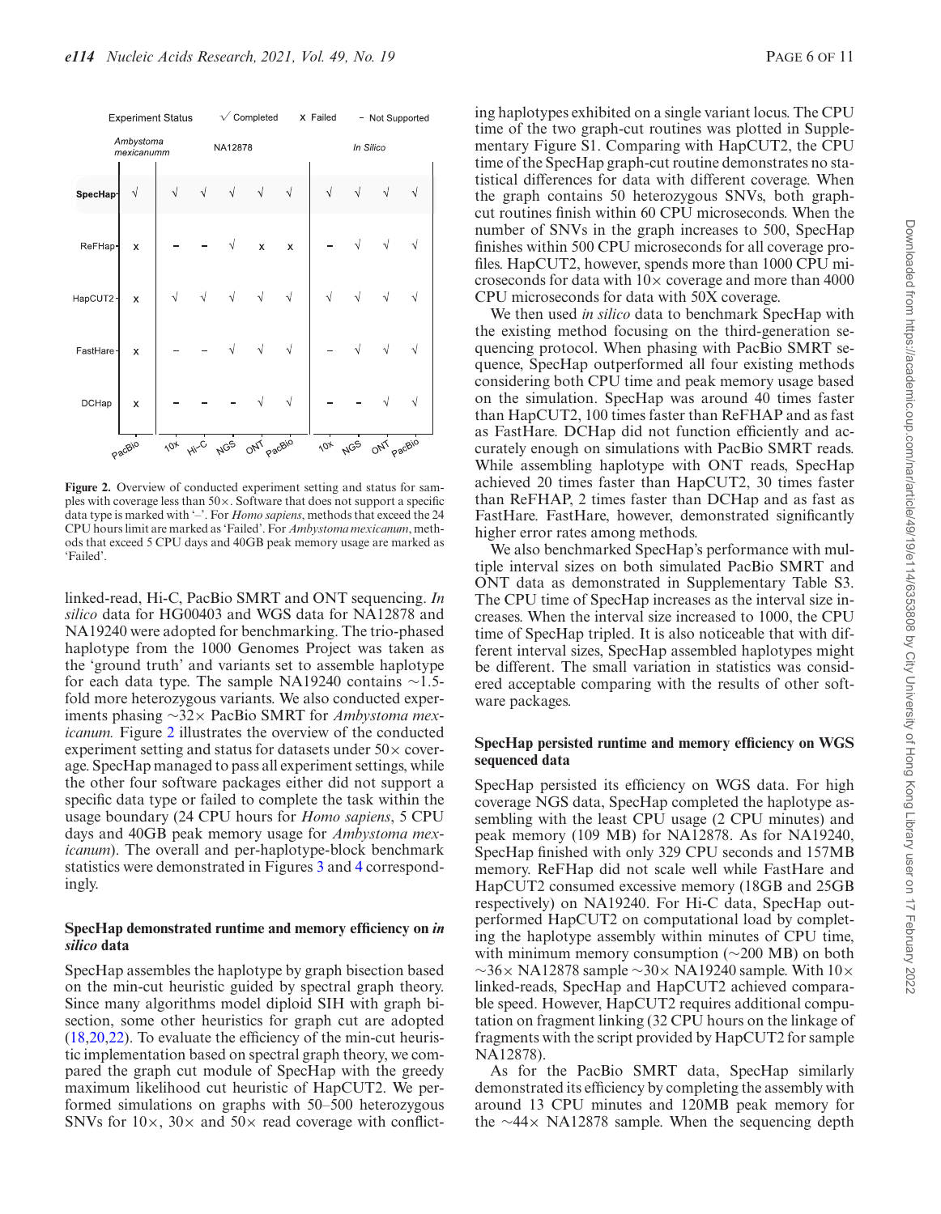Experiment Status: √ Completed, x Failed, – Not Supported

| | *Ambystoma mexicanumm* | NA12878 | | | | | *In Silico* | | | |
|---|---|---|---|---|---|---|---|---|---|---|
| | PacBio | 10x | Hi-C | NGS | ONT | PacBio | 10x | NGS | ONT | PacBio |
| SpecHap | √ | √ | √ | √ | √ | √ | √ | √ | √ | √ |
| ReFHap | x | – | – | √ | x | x | – | √ | √ | √ |
| HapCUT2 | x | √ | √ | √ | √ | √ | √ | √ | √ | √ |
| FastHare | x | – | – | √ | √ | √ | – | √ | √ | √ |
| DCHap | x | – | – | – | √ | √ | – | – | √ | √ |

**Figure 2.** Overview of conducted experiment setting and status for samples with coverage less than 50×. Software that does not support a specific data type is marked with '–'. For *Homo sapiens*, methods that exceed the 24 CPU hours limit are marked as 'Failed'. For *Ambystoma mexicanum*, methods that exceed 5 CPU days and 40GB peak memory usage are marked as 'Failed'.

linked-read, Hi-C, PacBio SMRT and ONT sequencing. *In silico* data for HG00403 and WGS data for NA12878 and NA19240 were adopted for benchmarking. The trio-phased haplotype from the 1000 Genomes Project was taken as the 'ground truth' and variants set to assemble haplotype for each data type. The sample NA19240 contains ∼1.5-fold more heterozygous variants. We also conducted experiments phasing ∼32× PacBio SMRT for *Ambystoma mexicanum.* Figure 2 illustrates the overview of the conducted experiment setting and status for datasets under 50× coverage. SpecHap managed to pass all experiment settings, while the other four software packages either did not support a specific data type or failed to complete the task within the usage boundary (24 CPU hours for *Homo sapiens*, 5 CPU days and 40GB peak memory usage for *Ambystoma mexicanum*). The overall and per-haplotype-block benchmark statistics were demonstrated in Figures 3 and 4 correspondingly.

### SpecHap demonstrated runtime and memory efficiency on *in silico* data

SpecHap assembles the haplotype by graph bisection based on the min-cut heuristic guided by spectral graph theory. Since many algorithms model diploid SIH with graph bisection, some other heuristics for graph cut are adopted (18,20,22). To evaluate the efficiency of the min-cut heuristic implementation based on spectral graph theory, we compared the graph cut module of SpecHap with the greedy maximum likelihood cut heuristic of HapCUT2. We performed simulations on graphs with 50–500 heterozygous SNVs for 10×, 30× and 50× read coverage with conflicting haplotypes exhibited on a single variant locus. The CPU time of the two graph-cut routines was plotted in Supplementary Figure S1. Comparing with HapCUT2, the CPU time of the SpecHap graph-cut routine demonstrates no statistical differences for data with different coverage. When the graph contains 50 heterozygous SNVs, both graph-cut routines finish within 60 CPU microseconds. When the number of SNVs in the graph increases to 500, SpecHap finishes within 500 CPU microseconds for all coverage profiles. HapCUT2, however, spends more than 1000 CPU microseconds for data with 10× coverage and more than 4000 CPU microseconds for data with 50X coverage.

We then used *in silico* data to benchmark SpecHap with the existing method focusing on the third-generation sequencing protocol. When phasing with PacBio SMRT sequence, SpecHap outperformed all four existing methods considering both CPU time and peak memory usage based on the simulation. SpecHap was around 40 times faster than HapCUT2, 100 times faster than ReFHAP and as fast as FastHare. DCHap did not function efficiently and accurately enough on simulations with PacBio SMRT reads. While assembling haplotype with ONT reads, SpecHap achieved 20 times faster than HapCUT2, 30 times faster than ReFHAP, 2 times faster than DCHap and as fast as FastHare. FastHare, however, demonstrated significantly higher error rates among methods.

We also benchmarked SpecHap's performance with multiple interval sizes on both simulated PacBio SMRT and ONT data as demonstrated in Supplementary Table S3. The CPU time of SpecHap increases as the interval size increases. When the interval size increased to 1000, the CPU time of SpecHap tripled. It is also noticeable that with different interval sizes, SpecHap assembled haplotypes might be different. The small variation in statistics was considered acceptable comparing with the results of other software packages.

### SpecHap persisted runtime and memory efficiency on WGS sequenced data

SpecHap persisted its efficiency on WGS data. For high coverage NGS data, SpecHap completed the haplotype assembling with the least CPU usage (2 CPU minutes) and peak memory (109 MB) for NA12878. As for NA19240, SpecHap finished with only 329 CPU seconds and 157MB memory. ReFHap did not scale well while FastHare and HapCUT2 consumed excessive memory (18GB and 25GB respectively) on NA19240. For Hi-C data, SpecHap outperformed HapCUT2 on computational load by completing the haplotype assembly within minutes of CPU time, with minimum memory consumption (∼200 MB) on both ∼36× NA12878 sample ∼30× NA19240 sample. With 10× linked-reads, SpecHap and HapCUT2 achieved comparable speed. However, HapCUT2 requires additional computation on fragment linking (32 CPU hours on the linkage of fragments with the script provided by HapCUT2 for sample NA12878).

As for the PacBio SMRT data, SpecHap similarly demonstrated its efficiency by completing the assembly with around 13 CPU minutes and 120MB peak memory for the ∼44× NA12878 sample. When the sequencing depth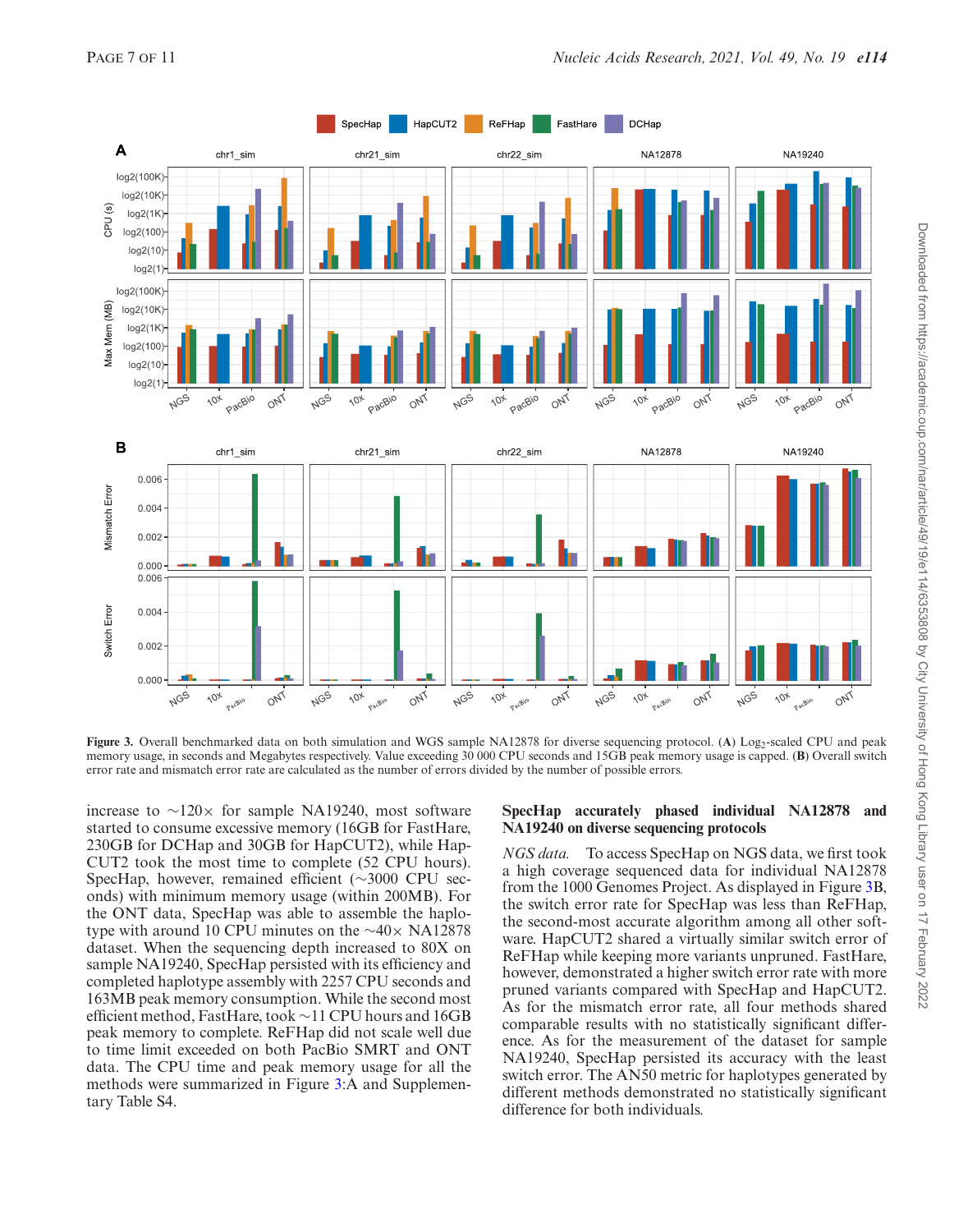**Figure 3.** Overall benchmarked data on both simulation and WGS sample NA12878 for diverse sequencing protocol. (**A**) $Log_2$-scaled CPU and peak memory usage, in seconds and Megabytes respectively. Value exceeding 30 000 CPU seconds and 15GB peak memory usage is capped. (**B**) Overall switch error rate and mismatch error rate are calculated as the number of errors divided by the number of possible errors.

increase to ∼120× for sample NA19240, most software started to consume excessive memory (16GB for FastHare, 230GB for DCHap and 30GB for HapCUT2), while HapCUT2 took the most time to complete (52 CPU hours). SpecHap, however, remained efficient (∼3000 CPU seconds) with minimum memory usage (within 200MB). For the ONT data, SpecHap was able to assemble the haplotype with around 10 CPU minutes on the ∼40× NA12878 dataset. When the sequencing depth increased to 80X on sample NA19240, SpecHap persisted with its efficiency and completed haplotype assembly with 2257 CPU seconds and 163MB peak memory consumption. While the second most efficient method, FastHare, took ∼11 CPU hours and 16GB peak memory to complete. ReFHap did not scale well due to time limit exceeded on both PacBio SMRT and ONT data. The CPU time and peak memory usage for all the methods were summarized in Figure 3:A and Supplementary Table S4.

## SpecHap accurately phased individual NA12878 and NA19240 on diverse sequencing protocols

*NGS data.* To access SpecHap on NGS data, we first took a high coverage sequenced data for individual NA12878 from the 1000 Genomes Project. As displayed in Figure 3B, the switch error rate for SpecHap was less than ReFHap, the second-most accurate algorithm among all other software. HapCUT2 shared a virtually similar switch error of ReFHap while keeping more variants unpruned. FastHare, however, demonstrated a higher switch error rate with more pruned variants compared with SpecHap and HapCUT2. As for the mismatch error rate, all four methods shared comparable results with no statistically significant difference. As for the measurement of the dataset for sample NA19240, SpecHap persisted its accuracy with the least switch error. The AN50 metric for haplotypes generated by different methods demonstrated no statistically significant difference for both individuals.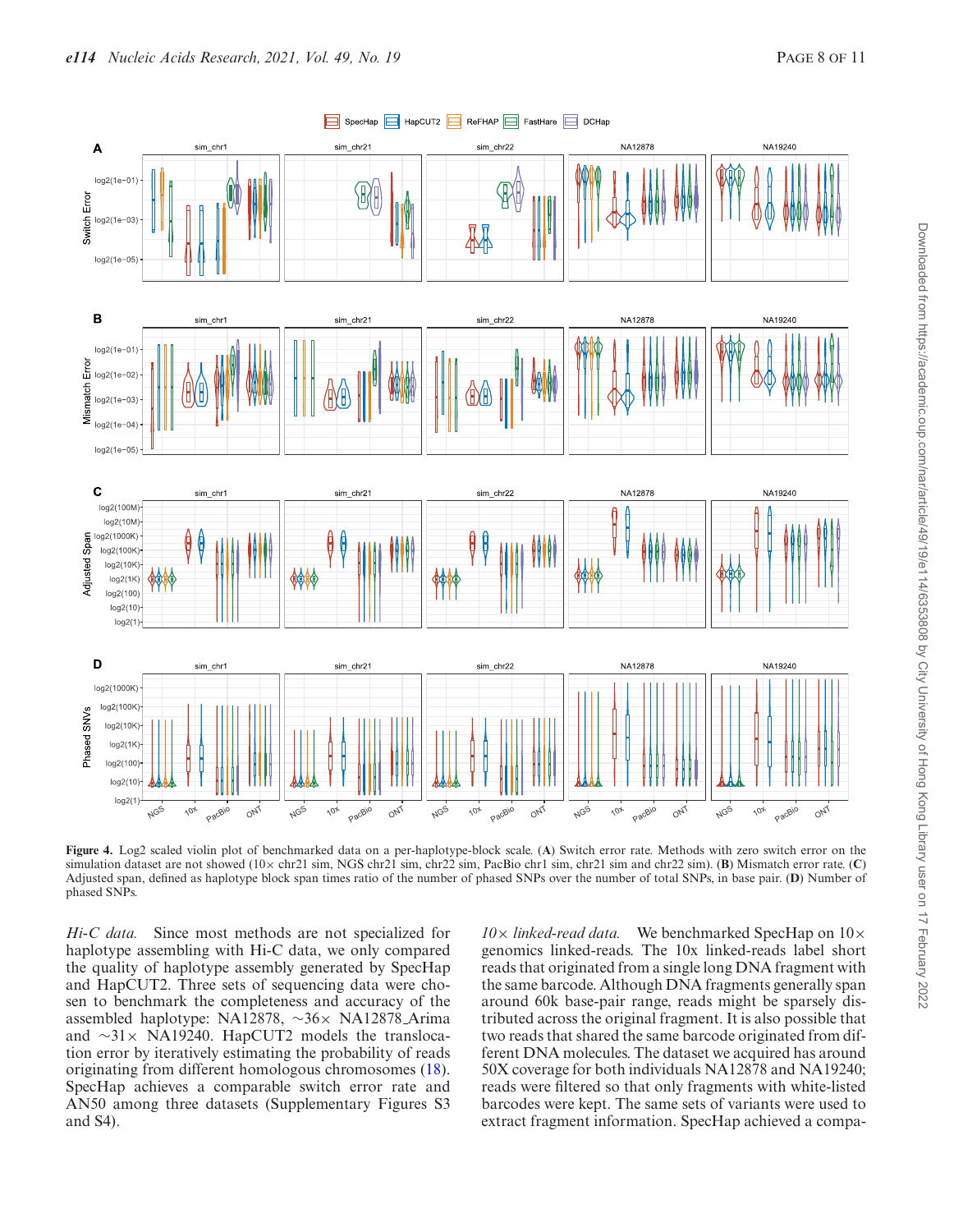**Figure 4.** Log2 scaled violin plot of benchmarked data on a per-haplotype-block scale. (**A**) Switch error rate. Methods with zero switch error on the simulation dataset are not showed (10× chr21 sim, NGS chr21 sim, chr22 sim, PacBio chr1 sim, chr21 sim and chr22 sim). (**B**) Mismatch error rate. (**C**) Adjusted span, defined as haplotype block span times ratio of the number of phased SNPs over the number of total SNPs, in base pair. (**D**) Number of phased SNPs.

*Hi-C data.* Since most methods are not specialized for haplotype assembling with Hi-C data, we only compared the quality of haplotype assembly generated by SpecHap and HapCUT2. Three sets of sequencing data were chosen to benchmark the completeness and accuracy of the assembled haplotype: NA12878, ∼36× NA12878_Arima and ∼31× NA19240. HapCUT2 models the translocation error by iteratively estimating the probability of reads originating from different homologous chromosomes (18). SpecHap achieves a comparable switch error rate and AN50 among three datasets (Supplementary Figures S3 and S4).

*10× linked-read data.* We benchmarked SpecHap on 10× genomics linked-reads. The 10x linked-reads label short reads that originated from a single long DNA fragment with the same barcode. Although DNA fragments generally span around 60k base-pair range, reads might be sparsely distributed across the original fragment. It is also possible that two reads that shared the same barcode originated from different DNA molecules. The dataset we acquired has around 50X coverage for both individuals NA12878 and NA19240; reads were filtered so that only fragments with white-listed barcodes were kept. The same sets of variants were used to extract fragment information. SpecHap achieved a compa-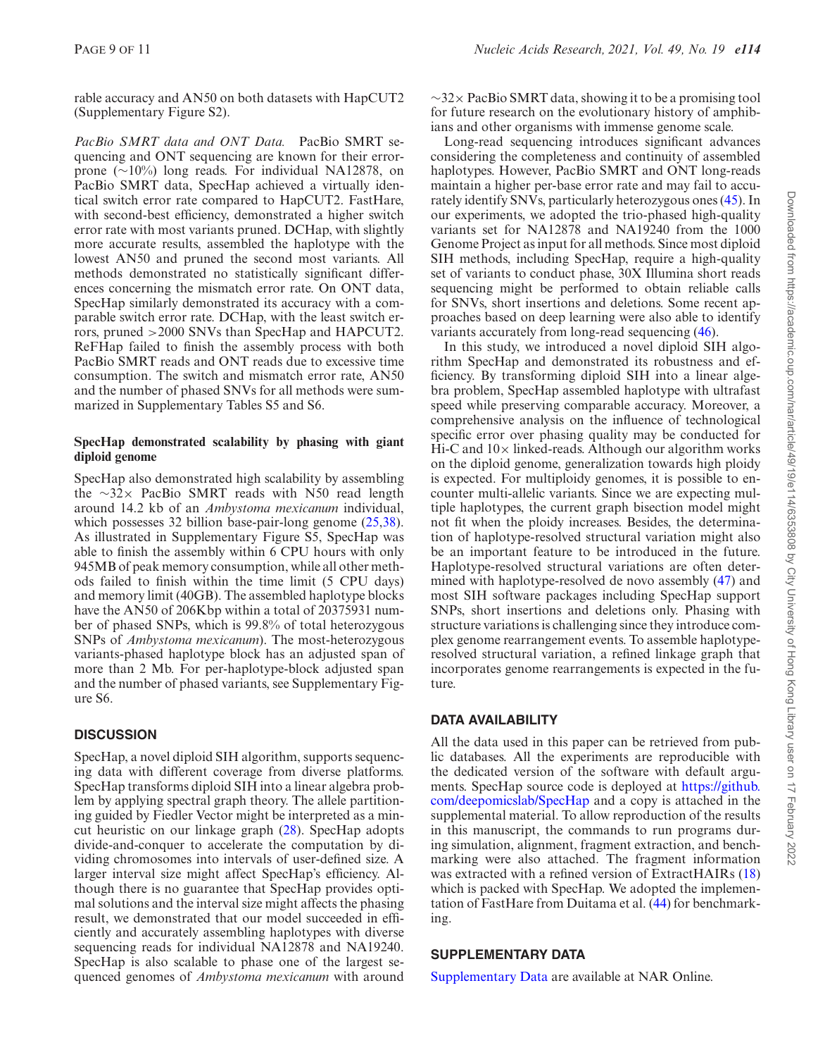rable accuracy and AN50 on both datasets with HapCUT2 (Supplementary Figure S2).

*PacBio SMRT data and ONT Data.* PacBio SMRT sequencing and ONT sequencing are known for their error-prone (∼10%) long reads. For individual NA12878, on PacBio SMRT data, SpecHap achieved a virtually identical switch error rate compared to HapCUT2. FastHare, with second-best efficiency, demonstrated a higher switch error rate with most variants pruned. DCHap, with slightly more accurate results, assembled the haplotype with the lowest AN50 and pruned the second most variants. All methods demonstrated no statistically significant differences concerning the mismatch error rate. On ONT data, SpecHap similarly demonstrated its accuracy with a comparable switch error rate. DCHap, with the least switch errors, pruned >2000 SNVs than SpecHap and HAPCUT2. ReFHap failed to finish the assembly process with both PacBio SMRT reads and ONT reads due to excessive time consumption. The switch and mismatch error rate, AN50 and the number of phased SNVs for all methods were summarized in Supplementary Tables S5 and S6.

### SpecHap demonstrated scalability by phasing with giant diploid genome

SpecHap also demonstrated high scalability by assembling the ∼32× PacBio SMRT reads with N50 read length around 14.2 kb of an *Ambystoma mexicanum* individual, which possesses 32 billion base-pair-long genome (25,38). As illustrated in Supplementary Figure S5, SpecHap was able to finish the assembly within 6 CPU hours with only 945MB of peak memory consumption, while all other methods failed to finish within the time limit (5 CPU days) and memory limit (40GB). The assembled haplotype blocks have the AN50 of 206Kbp within a total of 20375931 number of phased SNPs, which is 99.8% of total heterozygous SNPs of *Ambystoma mexicanum*). The most-heterozygous variants-phased haplotype block has an adjusted span of more than 2 Mb. For per-haplotype-block adjusted span and the number of phased variants, see Supplementary Figure S6.

## DISCUSSION

SpecHap, a novel diploid SIH algorithm, supports sequencing data with different coverage from diverse platforms. SpecHap transforms diploid SIH into a linear algebra problem by applying spectral graph theory. The allele partitioning guided by Fiedler Vector might be interpreted as a min-cut heuristic on our linkage graph (28). SpecHap adopts divide-and-conquer to accelerate the computation by dividing chromosomes into intervals of user-defined size. A larger interval size might affect SpecHap's efficiency. Although there is no guarantee that SpecHap provides optimal solutions and the interval size might affects the phasing result, we demonstrated that our model succeeded in efficiently and accurately assembling haplotypes with diverse sequencing reads for individual NA12878 and NA19240. SpecHap is also scalable to phase one of the largest sequenced genomes of *Ambystoma mexicanum* with around ∼32× PacBio SMRT data, showing it to be a promising tool for future research on the evolutionary history of amphibians and other organisms with immense genome scale.

Long-read sequencing introduces significant advances considering the completeness and continuity of assembled haplotypes. However, PacBio SMRT and ONT long-reads maintain a higher per-base error rate and may fail to accurately identify SNVs, particularly heterozygous ones (45). In our experiments, we adopted the trio-phased high-quality variants set for NA12878 and NA19240 from the 1000 Genome Project as input for all methods. Since most diploid SIH methods, including SpecHap, require a high-quality set of variants to conduct phase, 30X Illumina short reads sequencing might be performed to obtain reliable calls for SNVs, short insertions and deletions. Some recent approaches based on deep learning were also able to identify variants accurately from long-read sequencing (46).

In this study, we introduced a novel diploid SIH algorithm SpecHap and demonstrated its robustness and efficiency. By transforming diploid SIH into a linear algebra problem, SpecHap assembled haplotype with ultrafast speed while preserving comparable accuracy. Moreover, a comprehensive analysis on the influence of technological specific error over phasing quality may be conducted for Hi-C and 10× linked-reads. Although our algorithm works on the diploid genome, generalization towards high ploidy is expected. For multiploidy genomes, it is possible to encounter multi-allelic variants. Since we are expecting multiple haplotypes, the current graph bisection model might not fit when the ploidy increases. Besides, the determination of haplotype-resolved structural variation might also be an important feature to be introduced in the future. Haplotype-resolved structural variations are often determined with haplotype-resolved de novo assembly (47) and most SIH software packages including SpecHap support SNPs, short insertions and deletions only. Phasing with structure variations is challenging since they introduce complex genome rearrangement events. To assemble haplotype-resolved structural variation, a refined linkage graph that incorporates genome rearrangements is expected in the future.

## DATA AVAILABILITY

All the data used in this paper can be retrieved from public databases. All the experiments are reproducible with the dedicated version of the software with default arguments. SpecHap source code is deployed at https://github.com/deepomicslab/SpecHap and a copy is attached in the supplemental material. To allow reproduction of the results in this manuscript, the commands to run programs during simulation, alignment, fragment extraction, and benchmarking were also attached. The fragment information was extracted with a refined version of ExtractHAIRs (18) which is packed with SpecHap. We adopted the implementation of FastHare from Duitama et al. (44) for benchmarking.

## SUPPLEMENTARY DATA

Supplementary Data are available at NAR Online.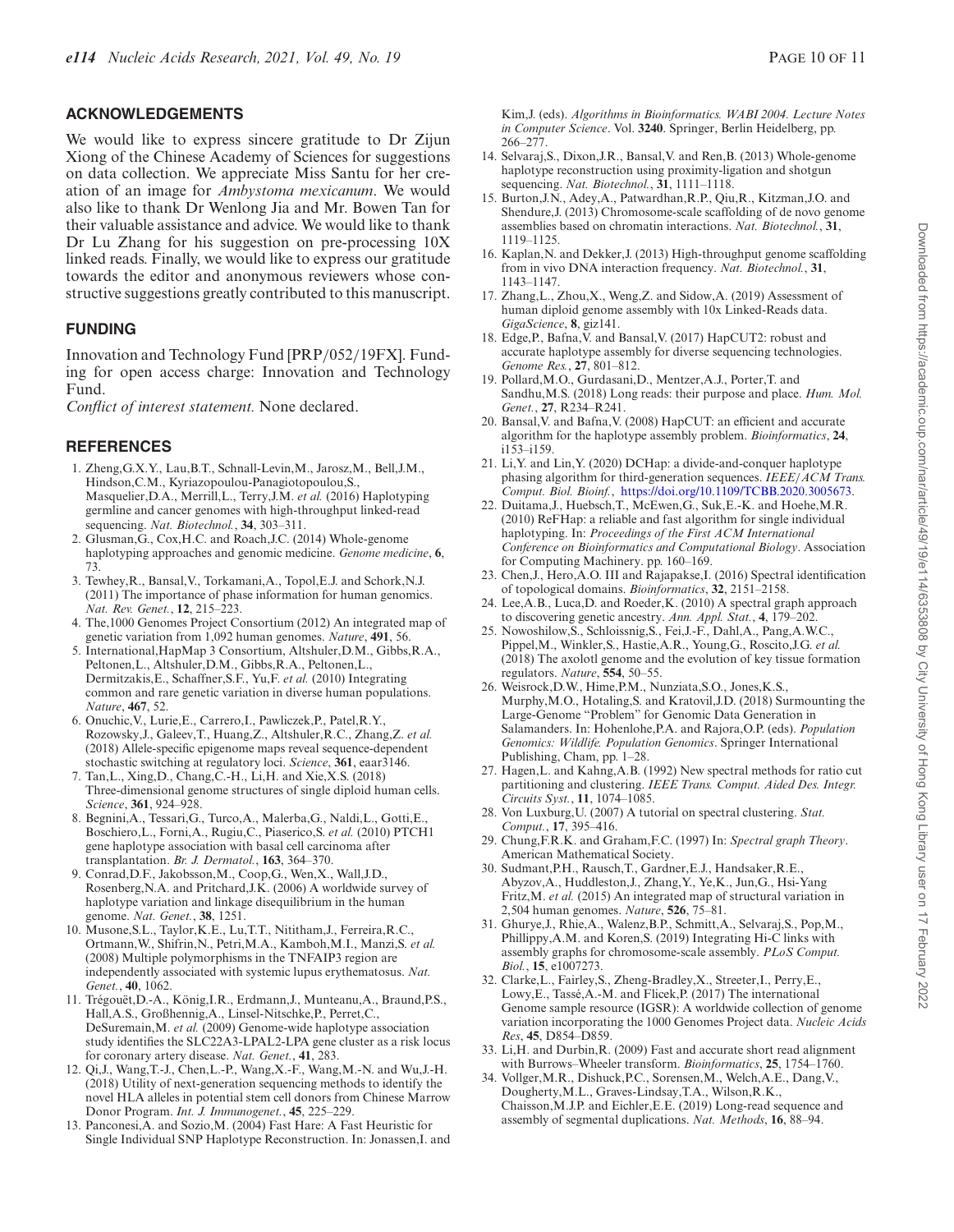## ACKNOWLEDGEMENTS

We would like to express sincere gratitude to Dr Zijun Xiong of the Chinese Academy of Sciences for suggestions on data collection. We appreciate Miss Santu for her creation of an image for *Ambystoma mexicanum*. We would also like to thank Dr Wenlong Jia and Mr. Bowen Tan for their valuable assistance and advice. We would like to thank Dr Lu Zhang for his suggestion on pre-processing 10X linked reads. Finally, we would like to express our gratitude towards the editor and anonymous reviewers whose constructive suggestions greatly contributed to this manuscript.

## FUNDING

Innovation and Technology Fund [PRP/052/19FX]. Funding for open access charge: Innovation and Technology Fund.

*Conflict of interest statement.* None declared.

## REFERENCES

1. Zheng,G.X.Y., Lau,B.T., Schnall-Levin,M., Jarosz,M., Bell,J.M., Hindson,C.M., Kyriazopoulou-Panagiotopoulou,S., Masquelier,D.A., Merrill,L., Terry,J.M. *et al.* (2016) Haplotyping germline and cancer genomes with high-throughput linked-read sequencing. *Nat. Biotechnol.*, **34**, 303–311.
2. Glusman,G., Cox,H.C. and Roach,J.C. (2014) Whole-genome haplotyping approaches and genomic medicine. *Genome medicine*, **6**, 73.
3. Tewhey,R., Bansal,V., Torkamani,A., Topol,E.J. and Schork,N.J. (2011) The importance of phase information for human genomics. *Nat. Rev. Genet.*, **12**, 215–223.
4. The,1000 Genomes Project Consortium (2012) An integrated map of genetic variation from 1,092 human genomes. *Nature*, **491**, 56.
5. International,HapMap 3 Consortium, Altshuler,D.M., Gibbs,R.A., Peltonen,L., Altshuler,D.M., Gibbs,R.A., Peltonen,L., Dermitzakis,E., Schaffner,S.F., Yu,F. *et al.* (2010) Integrating common and rare genetic variation in diverse human populations. *Nature*, **467**, 52.
6. Onuchic,V., Lurie,E., Carrero,I., Pawliczek,P., Patel,R.Y., Rozowsky,J., Galeev,T., Huang,Z., Altshuler,R.C., Zhang,Z. *et al.* (2018) Allele-specific epigenome maps reveal sequence-dependent stochastic switching at regulatory loci. *Science*, **361**, eaar3146.
7. Tan,L., Xing,D., Chang,C.-H., Li,H. and Xie,X.S. (2018) Three-dimensional genome structures of single diploid human cells. *Science*, **361**, 924–928.
8. Begnini,A., Tessari,G., Turco,A., Malerba,G., Naldi,L., Gotti,E., Boschiero,L., Forni,A., Rugiu,C., Piaserico,S. *et al.* (2010) PTCH1 gene haplotype association with basal cell carcinoma after transplantation. *Br. J. Dermatol.*, **163**, 364–370.
9. Conrad,D.F., Jakobsson,M., Coop,G., Wen,X., Wall,J.D., Rosenberg,N.A. and Pritchard,J.K. (2006) A worldwide survey of haplotype variation and linkage disequilibrium in the human genome. *Nat. Genet.*, **38**, 1251.
10. Musone,S.L., Taylor,K.E., Lu,T.T., Nititham,J., Ferreira,R.C., Ortmann,W., Shifrin,N., Petri,M.A., Kamboh,M.I., Manzi,S. *et al.* (2008) Multiple polymorphisms in the TNFAIP3 region are independently associated with systemic lupus erythematosus. *Nat. Genet.*, **40**, 1062.
11. Trégouët,D.-A., König,I.R., Erdmann,J., Munteanu,A., Braund,P.S., Hall,A.S., Großhennig,A., Linsel-Nitschke,P., Perret,C., DeSuremain,M. *et al.* (2009) Genome-wide haplotype association study identifies the SLC22A3-LPAL2-LPA gene cluster as a risk locus for coronary artery disease. *Nat. Genet.*, **41**, 283.
12. Qi,J., Wang,T.-J., Chen,L.-P., Wang,X.-F., Wang,M.-N. and Wu,J.-H. (2018) Utility of next-generation sequencing methods to identify the novel HLA alleles in potential stem cell donors from Chinese Marrow Donor Program. *Int. J. Immunogenet.*, **45**, 225–229.
13. Panconesi,A. and Sozio,M. (2004) Fast Hare: A Fast Heuristic for Single Individual SNP Haplotype Reconstruction. In: Jonassen,I. and Kim,J. (eds). *Algorithms in Bioinformatics. WABI 2004. Lecture Notes in Computer Science*. Vol. **3240**. Springer, Berlin Heidelberg, pp. 266–277.
14. Selvaraj,S., Dixon,J.R., Bansal,V. and Ren,B. (2013) Whole-genome haplotype reconstruction using proximity-ligation and shotgun sequencing. *Nat. Biotechnol.*, **31**, 1111–1118.
15. Burton,J.N., Adey,A., Patwardhan,R.P., Qiu,R., Kitzman,J.O. and Shendure,J. (2013) Chromosome-scale scaffolding of de novo genome assemblies based on chromatin interactions. *Nat. Biotechnol.*, **31**, 1119–1125.
16. Kaplan,N. and Dekker,J. (2013) High-throughput genome scaffolding from in vivo DNA interaction frequency. *Nat. Biotechnol.*, **31**, 1143–1147.
17. Zhang,L., Zhou,X., Weng,Z. and Sidow,A. (2019) Assessment of human diploid genome assembly with 10x Linked-Reads data. *GigaScience*, **8**, giz141.
18. Edge,P., Bafna,V. and Bansal,V. (2017) HapCUT2: robust and accurate haplotype assembly for diverse sequencing technologies. *Genome Res.*, **27**, 801–812.
19. Pollard,M.O., Gurdasani,D., Mentzer,A.J., Porter,T. and Sandhu,M.S. (2018) Long reads: their purpose and place. *Hum. Mol. Genet.*, **27**, R234–R241.
20. Bansal,V. and Bafna,V. (2008) HapCUT: an efficient and accurate algorithm for the haplotype assembly problem. *Bioinformatics*, **24**, i153–i159.
21. Li,Y. and Lin,Y. (2020) DCHap: a divide-and-conquer haplotype phasing algorithm for third-generation sequences. *IEEE/ACM Trans. Comput. Biol. Bioinf.*, https://doi.org/10.1109/TCBB.2020.3005673.
22. Duitama,J., Huebsch,T., McEwen,G., Suk,E.-K. and Hoehe,M.R. (2010) ReFHap: a reliable and fast algorithm for single individual haplotyping. In: *Proceedings of the First ACM International Conference on Bioinformatics and Computational Biology*. Association for Computing Machinery. pp. 160–169.
23. Chen,J., Hero,A.O. III and Rajapakse,I. (2016) Spectral identification of topological domains. *Bioinformatics*, **32**, 2151–2158.
24. Lee,A.B., Luca,D. and Roeder,K. (2010) A spectral graph approach to discovering genetic ancestry. *Ann. Appl. Stat.*, **4**, 179–202.
25. Nowoshilow,S., Schloissnig,S., Fei,J.-F., Dahl,A., Pang,A.W.C., Pippel,M., Winkler,S., Hastie,A.R., Young,G., Roscito,J.G. *et al.* (2018) The axolotl genome and the evolution of key tissue formation regulators. *Nature*, **554**, 50–55.
26. Weisrock,D.W., Hime,P.M., Nunziata,S.O., Jones,K.S., Murphy,M.O., Hotaling,S. and Kratovil,J.D. (2018) Surmounting the Large-Genome "Problem" for Genomic Data Generation in Salamanders. In: Hohenlohe,P.A. and Rajora,O.P. (eds). *Population Genomics: Wildlife. Population Genomics*. Springer International Publishing, Cham, pp. 1–28.
27. Hagen,L. and Kahng,A.B. (1992) New spectral methods for ratio cut partitioning and clustering. *IEEE Trans. Comput. Aided Des. Integr. Circuits Syst.*, **11**, 1074–1085.
28. Von Luxburg,U. (2007) A tutorial on spectral clustering. *Stat. Comput.*, **17**, 395–416.
29. Chung,F.R.K. and Graham,F.C. (1997) In: *Spectral graph Theory*. American Mathematical Society.
30. Sudmant,P.H., Rausch,T., Gardner,E.J., Handsaker,R.E., Abyzov,A., Huddleston,J., Zhang,Y., Ye,K., Jun,G., Hsi-Yang Fritz,M. *et al.* (2015) An integrated map of structural variation in 2,504 human genomes. *Nature*, **526**, 75–81.
31. Ghurye,J., Rhie,A., Walenz,B.P., Schmitt,A., Selvaraj,S., Pop,M., Phillippy,A.M. and Koren,S. (2019) Integrating Hi-C links with assembly graphs for chromosome-scale assembly. *PLoS Comput. Biol.*, **15**, e1007273.
32. Clarke,L., Fairley,S., Zheng-Bradley,X., Streeter,I., Perry,E., Lowy,E., Tassé,A.-M. and Flicek,P. (2017) The international Genome sample resource (IGSR): A worldwide collection of genome variation incorporating the 1000 Genomes Project data. *Nucleic Acids Res*, **45**, D854–D859.
33. Li,H. and Durbin,R. (2009) Fast and accurate short read alignment with Burrows–Wheeler transform. *Bioinformatics*, **25**, 1754–1760.
34. Vollger,M.R., Dishuck,P.C., Sorensen,M., Welch,A.E., Dang,V., Dougherty,M.L., Graves-Lindsay,T.A., Wilson,R.K., Chaisson,M.J.P. and Eichler,E.E. (2019) Long-read sequence and assembly of segmental duplications. *Nat. Methods*, **16**, 88–94.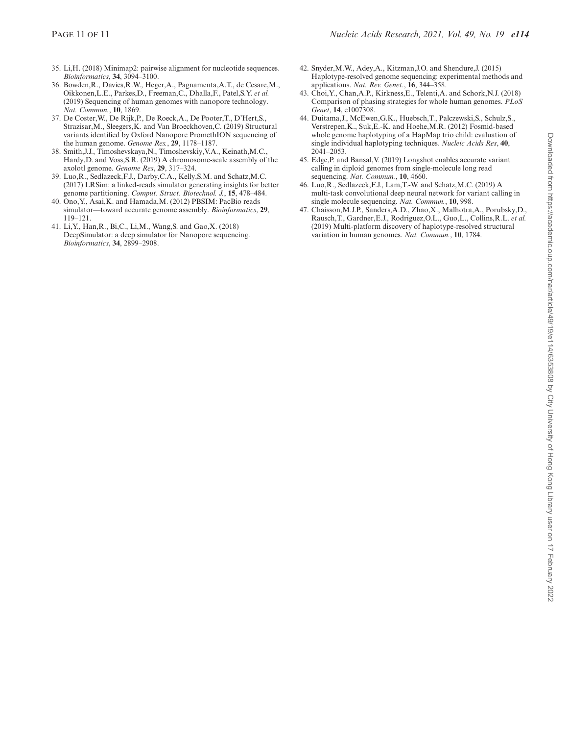35. Li,H. (2018) Minimap2: pairwise alignment for nucleotide sequences. *Bioinformatics*, **34**, 3094–3100.
36. Bowden,R., Davies,R.W., Heger,A., Pagnamenta,A.T., de Cesare,M., Oikkonen,L.E., Parkes,D., Freeman,C., Dhalla,F., Patel,S.Y. *et al.* (2019) Sequencing of human genomes with nanopore technology. *Nat. Commun.*, **10**, 1869.
37. De Coster,W., De Rijk,P., De Roeck,A., De Pooter,T., D'Hert,S., Strazisar,M., Sleegers,K. and Van Broeckhoven,C. (2019) Structural variants identified by Oxford Nanopore PromethION sequencing of the human genome. *Genome Res.*, **29**, 1178–1187.
38. Smith,J.J., Timoshevskaya,N., Timoshevskiy,V.A., Keinath,M.C., Hardy,D. and Voss,S.R. (2019) A chromosome-scale assembly of the axolotl genome. *Genome Res*, **29**, 317–324.
39. Luo,R., Sedlazeck,F.J., Darby,C.A., Kelly,S.M. and Schatz,M.C. (2017) LRSim: a linked-reads simulator generating insights for better genome partitioning. *Comput. Struct. Biotechnol. J.*, **15**, 478–484.
40. Ono,Y., Asai,K. and Hamada,M. (2012) PBSIM: PacBio reads simulator—toward accurate genome assembly. *Bioinformatics*, **29**, 119–121.
41. Li,Y., Han,R., Bi,C., Li,M., Wang,S. and Gao,X. (2018) DeepSimulator: a deep simulator for Nanopore sequencing. *Bioinformatics*, **34**, 2899–2908.
42. Snyder,M.W., Adey,A., Kitzman,J.O. and Shendure,J. (2015) Haplotype-resolved genome sequencing: experimental methods and applications. *Nat. Rev. Genet.*, **16**, 344–358.
43. Choi,Y., Chan,A.P., Kirkness,E., Telenti,A. and Schork,N.J. (2018) Comparison of phasing strategies for whole human genomes. *PLoS Genet*, **14**, e1007308.
44. Duitama,J., McEwen,G.K., Huebsch,T., Palczewski,S., Schulz,S., Verstrepen,K., Suk,E.-K. and Hoehe,M.R. (2012) Fosmid-based whole genome haplotyping of a HapMap trio child: evaluation of single individual haplotyping techniques. *Nucleic Acids Res*, **40**, 2041–2053.
45. Edge,P. and Bansal,V. (2019) Longshot enables accurate variant calling in diploid genomes from single-molecule long read sequencing. *Nat. Commun.*, **10**, 4660.
46. Luo,R., Sedlazeck,F.J., Lam,T.-W. and Schatz,M.C. (2019) A multi-task convolutional deep neural network for variant calling in single molecule sequencing. *Nat. Commun.*, **10**, 998.
47. Chaisson,M.J.P., Sanders,A.D., Zhao,X., Malhotra,A., Porubsky,D., Rausch,T., Gardner,E.J., Rodriguez,O.L., Guo,L., Collins,R.L. *et al.* (2019) Multi-platform discovery of haplotype-resolved structural variation in human genomes. *Nat. Commun.*, **10**, 1784.